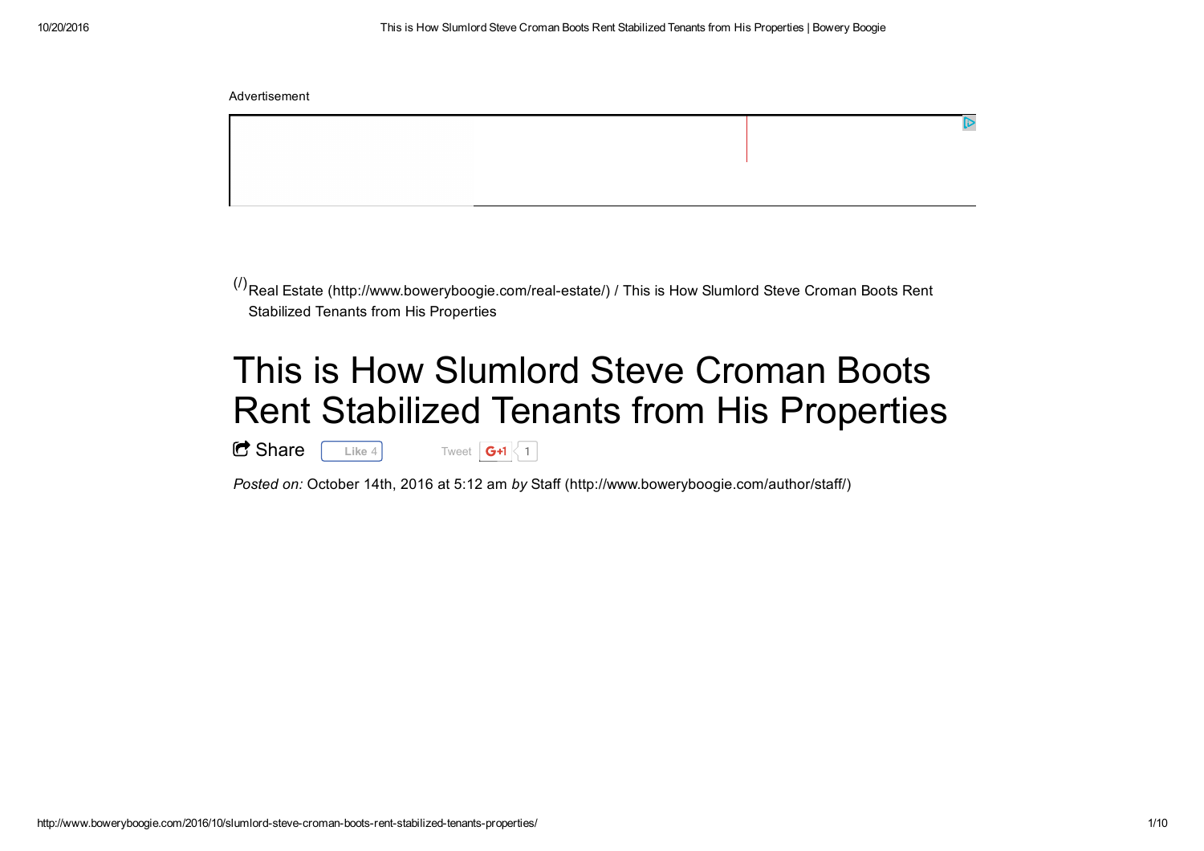Advertisement

(/)Real Estate (http://www.boweryboogie.com/real-estate/) / This is How Slumlord Steve Croman Boots Rent Stabilized Tenants from His Properties

# This is How Slumlord Steve Croman Boots Rent Stabilized Tenants from His Properties

Share Like 4 Tweet G+1 1

*Posted on:* October 14th, 2016 at 5:12 am *by* Staff (http://www.boweryboogie.com/author/staff/)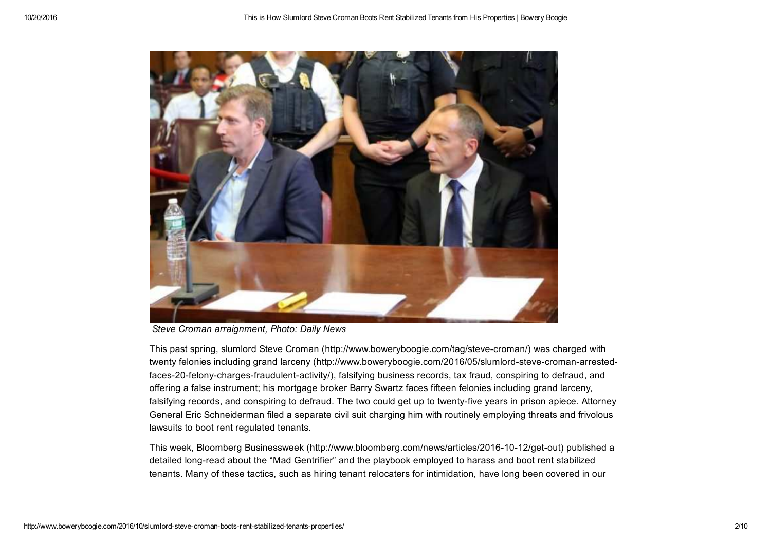*Steve Croman arraignment, Photo: Daily News*

This past spring, slumlord Steve Croman (http://www.boweryboogie.com/tag/steve-croman/) was charged with twenty felonies including grand larceny (http://www.boweryboogie.com/2016/05/slumlord-steve-croman-arrested-faces-20-felony-charges-fraudulent-activity/), falsifying business records, tax fraud, conspiring to defraud, and offering a false instrument; his mortgage broker Barry Swartz faces fifteen felonies including grand larceny, falsifying records, and conspiring to defraud. The two could get up to twenty-five years in prison apiece. Attorney General Eric Schneiderman filed a separate civil suit charging him with routinely employing threats and frivolous lawsuits to boot rent regulated tenants.

This week, Bloomberg Businessweek (http://www.bloomberg.com/news/articles/2016-10-12/get-out) published a detailed long-read about the "Mad Gentrifier" and the playbook employed to harass and boot rent stabilized tenants. Many of these tactics, such as hiring tenant relocaters for intimidation, have long been covered in our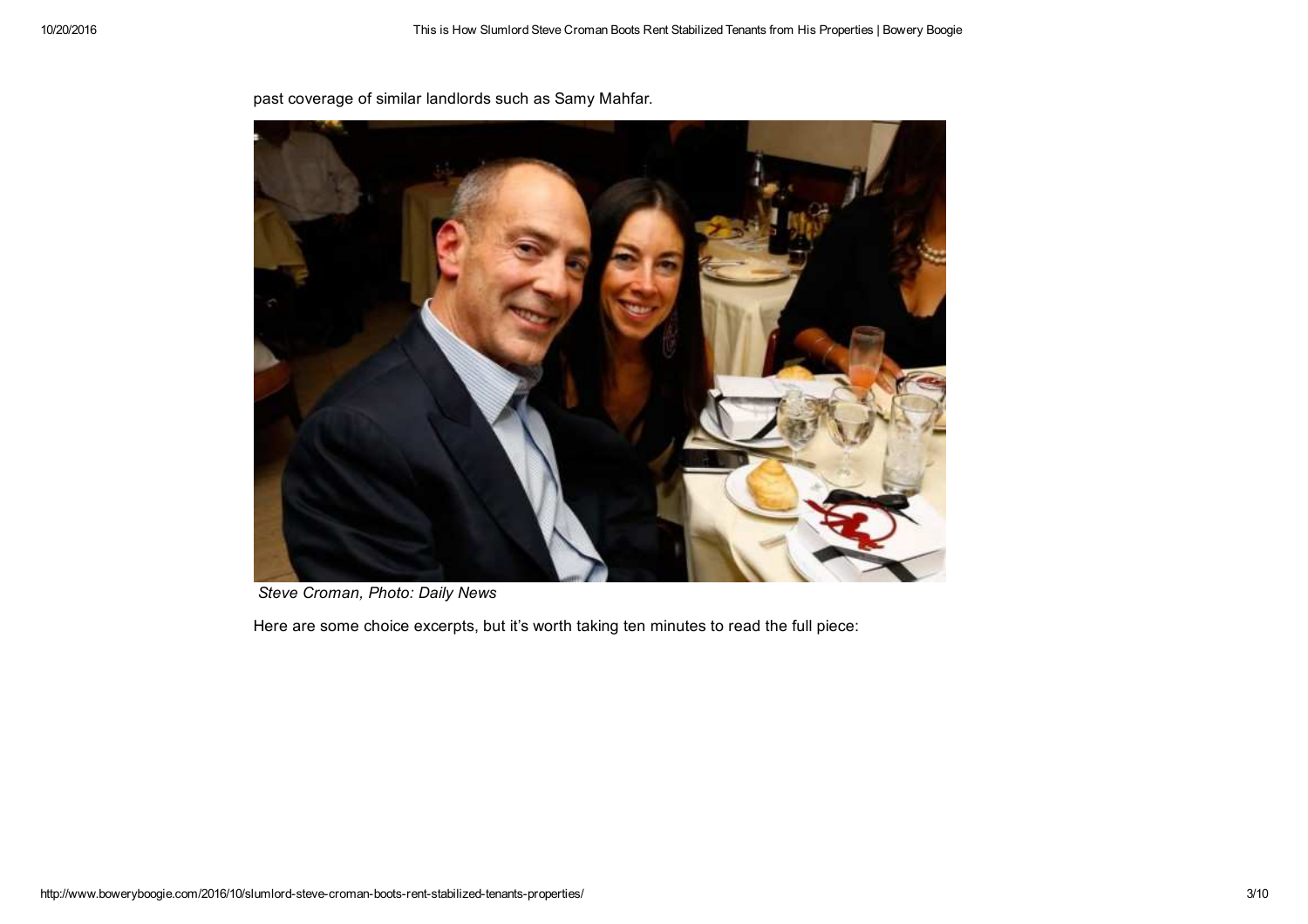past coverage of similar landlords such as Samy Mahfar.

*Steve Croman, Photo: Daily News*

Here are some choice excerpts, but it's worth taking ten minutes to read the full piece: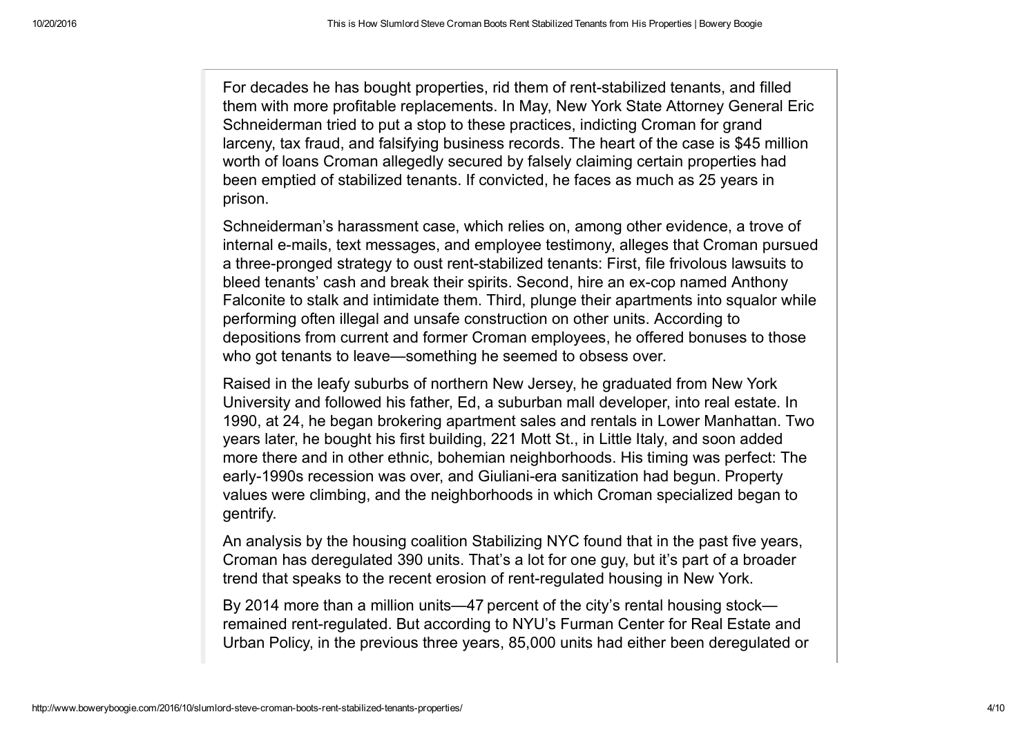For decades he has bought properties, rid them of rent-stabilized tenants, and filled them with more profitable replacements. In May, New York State Attorney General Eric Schneiderman tried to put a stop to these practices, indicting Croman for grand larceny, tax fraud, and falsifying business records. The heart of the case is $45 million worth of loans Croman allegedly secured by falsely claiming certain properties had been emptied of stabilized tenants. If convicted, he faces as much as 25 years in prison.

Schneiderman's harassment case, which relies on, among other evidence, a trove of internal e-mails, text messages, and employee testimony, alleges that Croman pursued a three-pronged strategy to oust rent-stabilized tenants: First, file frivolous lawsuits to bleed tenants' cash and break their spirits. Second, hire an ex-cop named Anthony Falconite to stalk and intimidate them. Third, plunge their apartments into squalor while performing often illegal and unsafe construction on other units. According to depositions from current and former Croman employees, he offered bonuses to those who got tenants to leave—something he seemed to obsess over.

Raised in the leafy suburbs of northern New Jersey, he graduated from New York University and followed his father, Ed, a suburban mall developer, into real estate. In 1990, at 24, he began brokering apartment sales and rentals in Lower Manhattan. Two years later, he bought his first building, 221 Mott St., in Little Italy, and soon added more there and in other ethnic, bohemian neighborhoods. His timing was perfect: The early-1990s recession was over, and Giuliani-era sanitization had begun. Property values were climbing, and the neighborhoods in which Croman specialized began to gentrify.

An analysis by the housing coalition Stabilizing NYC found that in the past five years, Croman has deregulated 390 units. That's a lot for one guy, but it's part of a broader trend that speaks to the recent erosion of rent-regulated housing in New York.

By 2014 more than a million units—47 percent of the city's rental housing stock—remained rent-regulated. But according to NYU's Furman Center for Real Estate and Urban Policy, in the previous three years, 85,000 units had either been deregulated or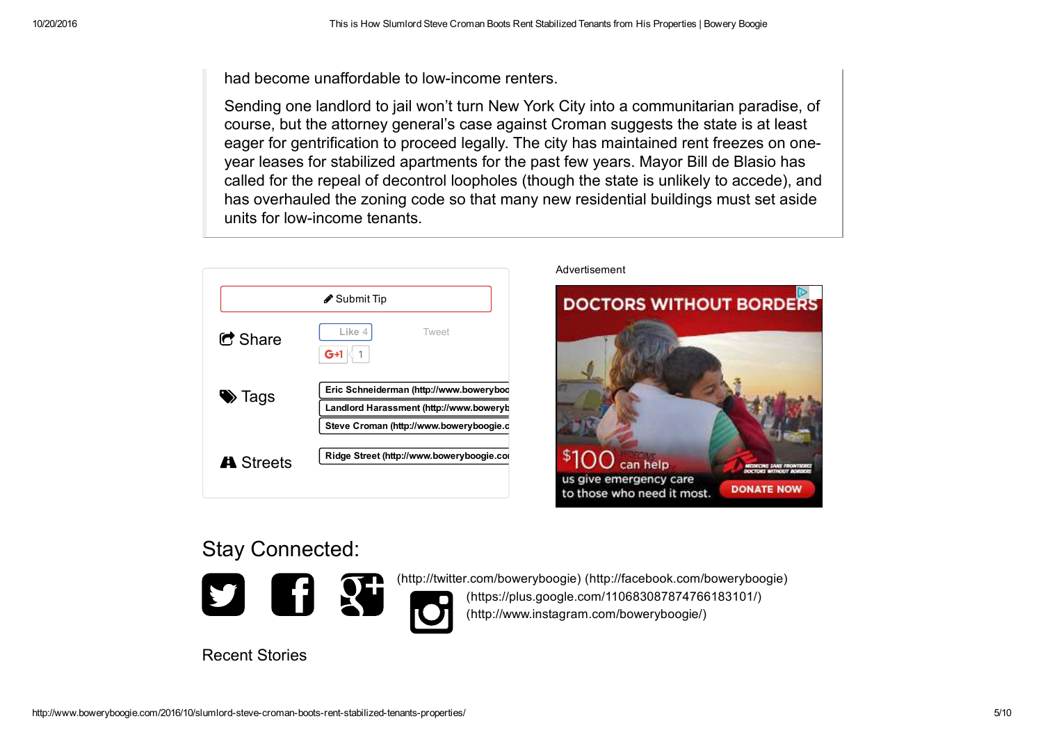had become unaffordable to low-income renters.

Sending one landlord to jail won't turn New York City into a communitarian paradise, of course, but the attorney general's case against Croman suggests the state is at least eager for gentrification to proceed legally. The city has maintained rent freezes on one-year leases for stabilized apartments for the past few years. Mayor Bill de Blasio has called for the repeal of decontrol loopholes (though the state is unlikely to accede), and has overhauled the zoning code so that many new residential buildings must set aside units for low-income tenants.

Submit Tip

Share

Like 4

Tweet

G+1 1

Tags

Eric Schneiderman (http://www.boweryboo

Landlord Harassment (http://www.boweryb

Steve Croman (http://www.boweryboogie.c

Streets

Ridge Street (http://www.boweryboogie.co

Advertisement

DOCTORS WITHOUT BORDERS

$100 can help us give emergency care to those who need it most.

DONATE NOW

## Stay Connected:

(http://twitter.com/boweryboogie) (http://facebook.com/boweryboogie) (https://plus.google.com/110683087874766183101/) (http://www.instagram.com/boweryboogie/)

Recent Stories